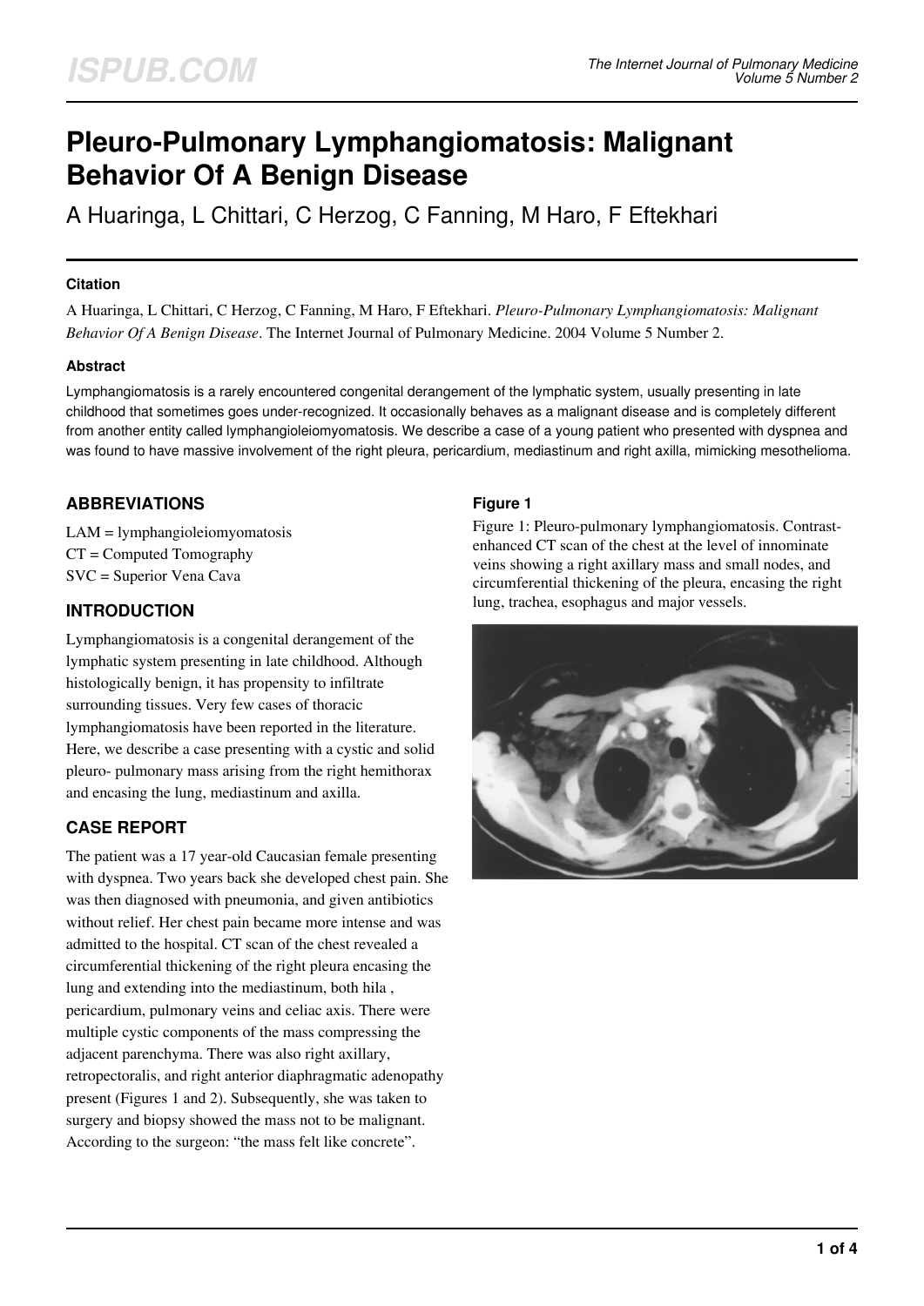# Pleuro-Pulmonary Lymphangiomatosis: Malignant Behavior Of A Benign Disease

A Huaringa, L Chittari, C Herzog, C Fanning, M Haro, F Eftekhari

### Citation

A Huaringa, L Chittari, C Herzog, C Fanning, M Haro, F Eftekhari. *Pleuro-Pulmonary Lymphangiomatosis: Malignant Behavior Of A Benign Disease*. The Internet Journal of Pulmonary Medicine. 2004 Volume 5 Number 2.

### Abstract

Lymphangiomatosis is a rarely encountered congenital derangement of the lymphatic system, usually presenting in late childhood that sometimes goes under-recognized. It occasionally behaves as a malignant disease and is completely different from another entity called lymphangioleiomyomatosis. We describe a case of a young patient who presented with dyspnea and was found to have massive involvement of the right pleura, pericardium, mediastinum and right axilla, mimicking mesothelioma.

## ABBREVIATIONS

LAM = lymphangioleiomyomatosis
CT = Computed Tomography
SVC = Superior Vena Cava

## INTRODUCTION

Lymphangiomatosis is a congenital derangement of the lymphatic system presenting in late childhood. Although histologically benign, it has propensity to infiltrate surrounding tissues. Very few cases of thoracic lymphangiomatosis have been reported in the literature. Here, we describe a case presenting with a cystic and solid pleuro- pulmonary mass arising from the right hemithorax and encasing the lung, mediastinum and axilla.

## CASE REPORT

The patient was a 17 year-old Caucasian female presenting with dyspnea. Two years back she developed chest pain. She was then diagnosed with pneumonia, and given antibiotics without relief. Her chest pain became more intense and was admitted to the hospital. CT scan of the chest revealed a circumferential thickening of the right pleura encasing the lung and extending into the mediastinum, both hila , pericardium, pulmonary veins and celiac axis. There were multiple cystic components of the mass compressing the adjacent parenchyma. There was also right axillary, retropectoralis, and right anterior diaphragmatic adenopathy present (Figures 1 and 2). Subsequently, she was taken to surgery and biopsy showed the mass not to be malignant. According to the surgeon: "the mass felt like concrete".

### Figure 1

Figure 1: Pleuro-pulmonary lymphangiomatosis. Contrast-enhanced CT scan of the chest at the level of innominate veins showing a right axillary mass and small nodes, and circumferential thickening of the pleura, encasing the right lung, trachea, esophagus and major vessels.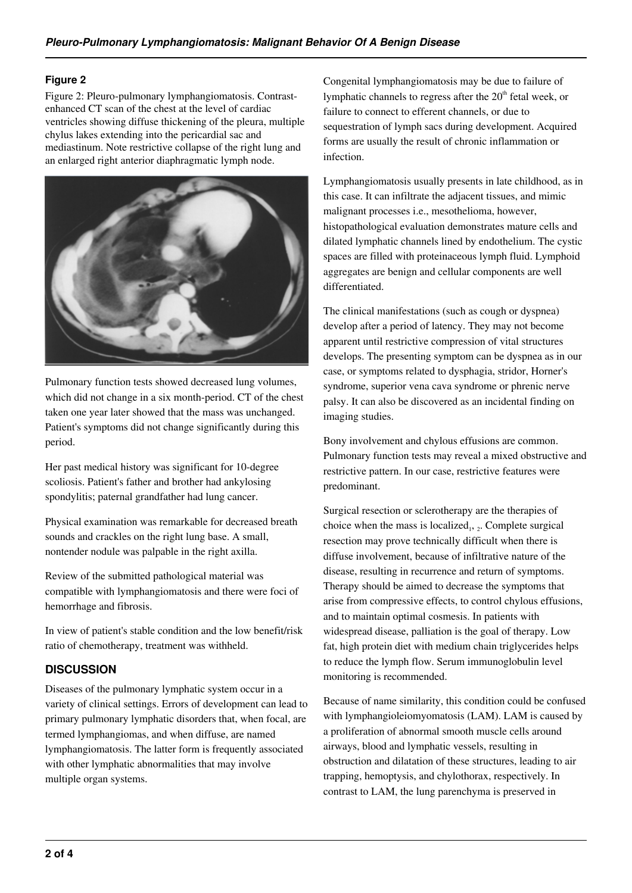## Figure 2

Figure 2: Pleuro-pulmonary lymphangiomatosis. Contrast-enhanced CT scan of the chest at the level of cardiac ventricles showing diffuse thickening of the pleura, multiple chylus lakes extending into the pericardial sac and mediastinum. Note restrictive collapse of the right lung and an enlarged right anterior diaphragmatic lymph node.

Pulmonary function tests showed decreased lung volumes, which did not change in a six month-period. CT of the chest taken one year later showed that the mass was unchanged. Patient's symptoms did not change significantly during this period.

Her past medical history was significant for 10-degree scoliosis. Patient's father and brother had ankylosing spondylitis; paternal grandfather had lung cancer.

Physical examination was remarkable for decreased breath sounds and crackles on the right lung base. A small, nontender nodule was palpable in the right axilla.

Review of the submitted pathological material was compatible with lymphangiomatosis and there were foci of hemorrhage and fibrosis.

In view of patient's stable condition and the low benefit/risk ratio of chemotherapy, treatment was withheld.

## DISCUSSION

Diseases of the pulmonary lymphatic system occur in a variety of clinical settings. Errors of development can lead to primary pulmonary lymphatic disorders that, when focal, are termed lymphangiomas, and when diffuse, are named lymphangiomatosis. The latter form is frequently associated with other lymphatic abnormalities that may involve multiple organ systems.

Congenital lymphangiomatosis may be due to failure of lymphatic channels to regress after the 20th fetal week, or failure to connect to efferent channels, or due to sequestration of lymph sacs during development. Acquired forms are usually the result of chronic inflammation or infection.

Lymphangiomatosis usually presents in late childhood, as in this case. It can infiltrate the adjacent tissues, and mimic malignant processes i.e., mesothelioma, however, histopathological evaluation demonstrates mature cells and dilated lymphatic channels lined by endothelium. The cystic spaces are filled with proteinaceous lymph fluid. Lymphoid aggregates are benign and cellular components are well differentiated.

The clinical manifestations (such as cough or dyspnea) develop after a period of latency. They may not become apparent until restrictive compression of vital structures develops. The presenting symptom can be dyspnea as in our case, or symptoms related to dysphagia, stridor, Horner's syndrome, superior vena cava syndrome or phrenic nerve palsy. It can also be discovered as an incidental finding on imaging studies.

Bony involvement and chylous effusions are common. Pulmonary function tests may reveal a mixed obstructive and restrictive pattern. In our case, restrictive features were predominant.

Surgical resection or sclerotherapy are the therapies of choice when the mass is localized[1, 2]. Complete surgical resection may prove technically difficult when there is diffuse involvement, because of infiltrative nature of the disease, resulting in recurrence and return of symptoms. Therapy should be aimed to decrease the symptoms that arise from compressive effects, to control chylous effusions, and to maintain optimal cosmesis. In patients with widespread disease, palliation is the goal of therapy. Low fat, high protein diet with medium chain triglycerides helps to reduce the lymph flow. Serum immunoglobulin level monitoring is recommended.

Because of name similarity, this condition could be confused with lymphangioleiomyomatosis (LAM). LAM is caused by a proliferation of abnormal smooth muscle cells around airways, blood and lymphatic vessels, resulting in obstruction and dilatation of these structures, leading to air trapping, hemoptysis, and chylothorax, respectively. In contrast to LAM, the lung parenchyma is preserved in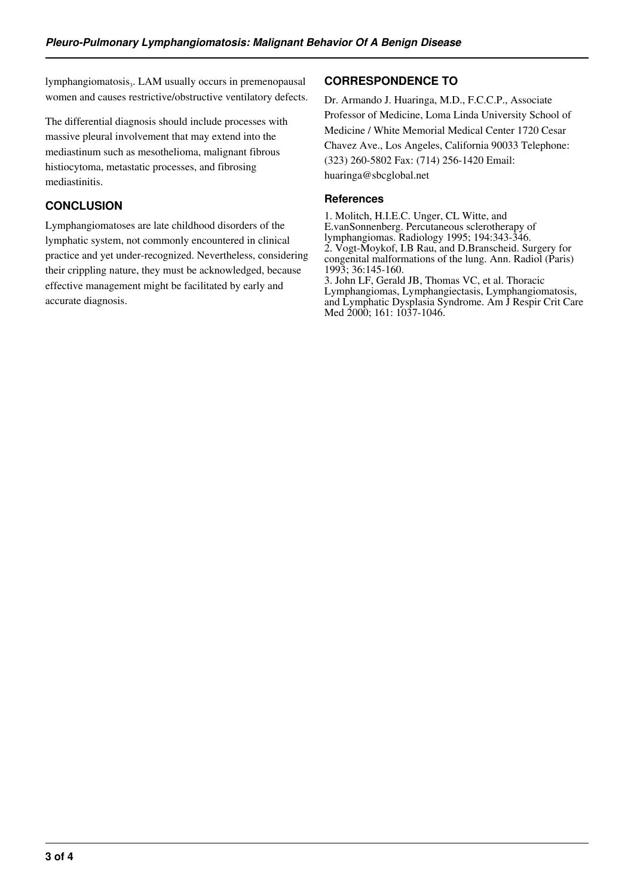lymphangiomatosis[3]. LAM usually occurs in premenopausal women and causes restrictive/obstructive ventilatory defects.

The differential diagnosis should include processes with massive pleural involvement that may extend into the mediastinum such as mesothelioma, malignant fibrous histiocytoma, metastatic processes, and fibrosing mediastinitis.

## CONCLUSION

Lymphangiomatoses are late childhood disorders of the lymphatic system, not commonly encountered in clinical practice and yet under-recognized. Nevertheless, considering their crippling nature, they must be acknowledged, because effective management might be facilitated by early and accurate diagnosis.

## CORRESPONDENCE TO

Dr. Armando J. Huaringa, M.D., F.C.C.P., Associate Professor of Medicine, Loma Linda University School of Medicine / White Memorial Medical Center 1720 Cesar Chavez Ave., Los Angeles, California 90033 Telephone: (323) 260-5802 Fax: (714) 256-1420 Email: huaringa@sbcglobal.net

### References

1. Molitch, H.I.E.C. Unger, CL Witte, and E.vanSonnenberg. Percutaneous sclerotherapy of lymphangiomas. Radiology 1995; 194:343-346.
2. Vogt-Moykof, I.B Rau, and D.Branscheid. Surgery for congenital malformations of the lung. Ann. Radiol (Paris) 1993; 36:145-160.
3. John LF, Gerald JB, Thomas VC, et al. Thoracic Lymphangiomas, Lymphangiectasis, Lymphangiomatosis, and Lymphatic Dysplasia Syndrome. Am J Respir Crit Care Med 2000; 161: 1037-1046.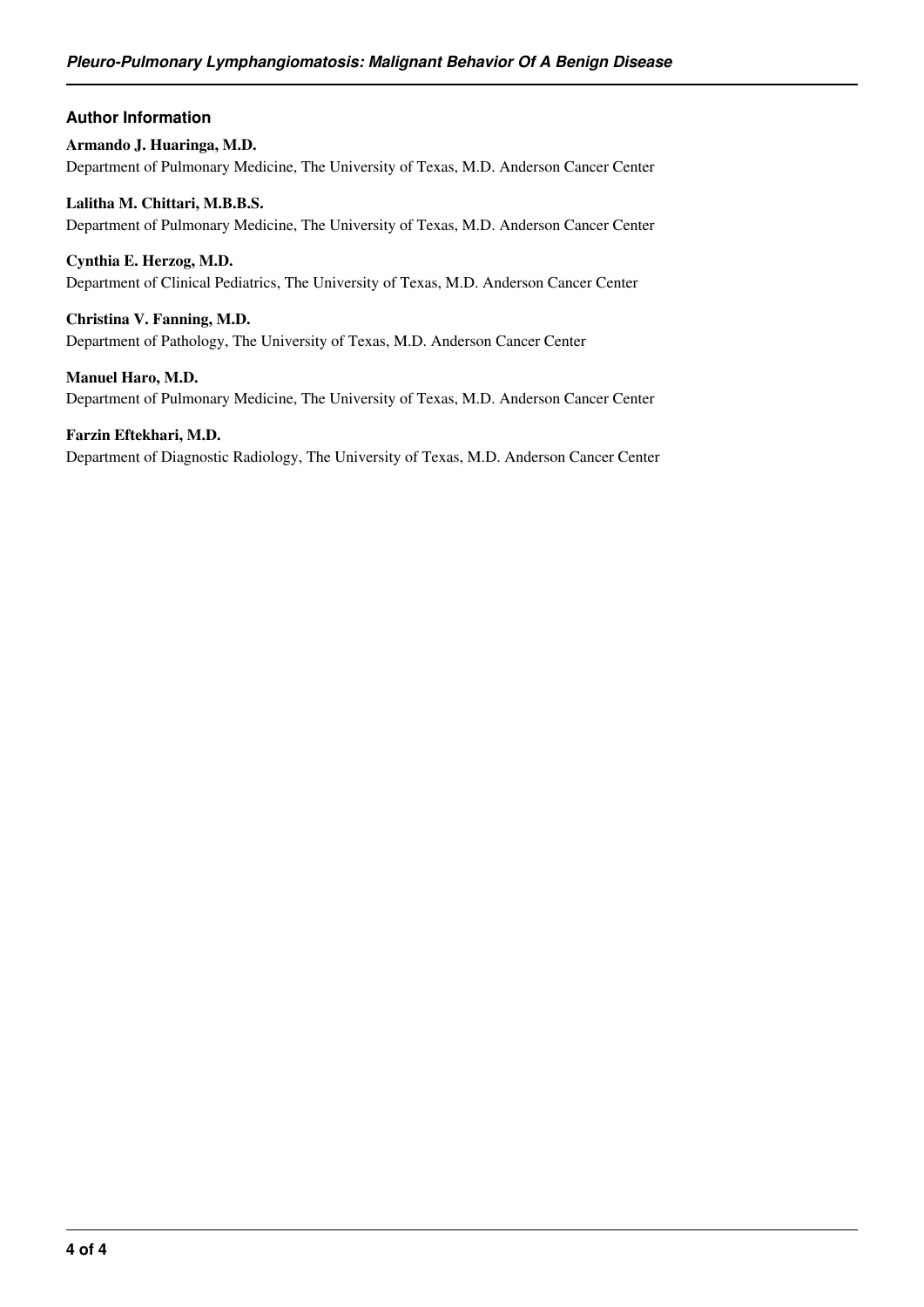## Author Information

**Armando J. Huaringa, M.D.**
Department of Pulmonary Medicine, The University of Texas, M.D. Anderson Cancer Center

**Lalitha M. Chittari, M.B.B.S.**
Department of Pulmonary Medicine, The University of Texas, M.D. Anderson Cancer Center

**Cynthia E. Herzog, M.D.**
Department of Clinical Pediatrics, The University of Texas, M.D. Anderson Cancer Center

**Christina V. Fanning, M.D.**
Department of Pathology, The University of Texas, M.D. Anderson Cancer Center

**Manuel Haro, M.D.**
Department of Pulmonary Medicine, The University of Texas, M.D. Anderson Cancer Center

**Farzin Eftekhari, M.D.**
Department of Diagnostic Radiology, The University of Texas, M.D. Anderson Cancer Center